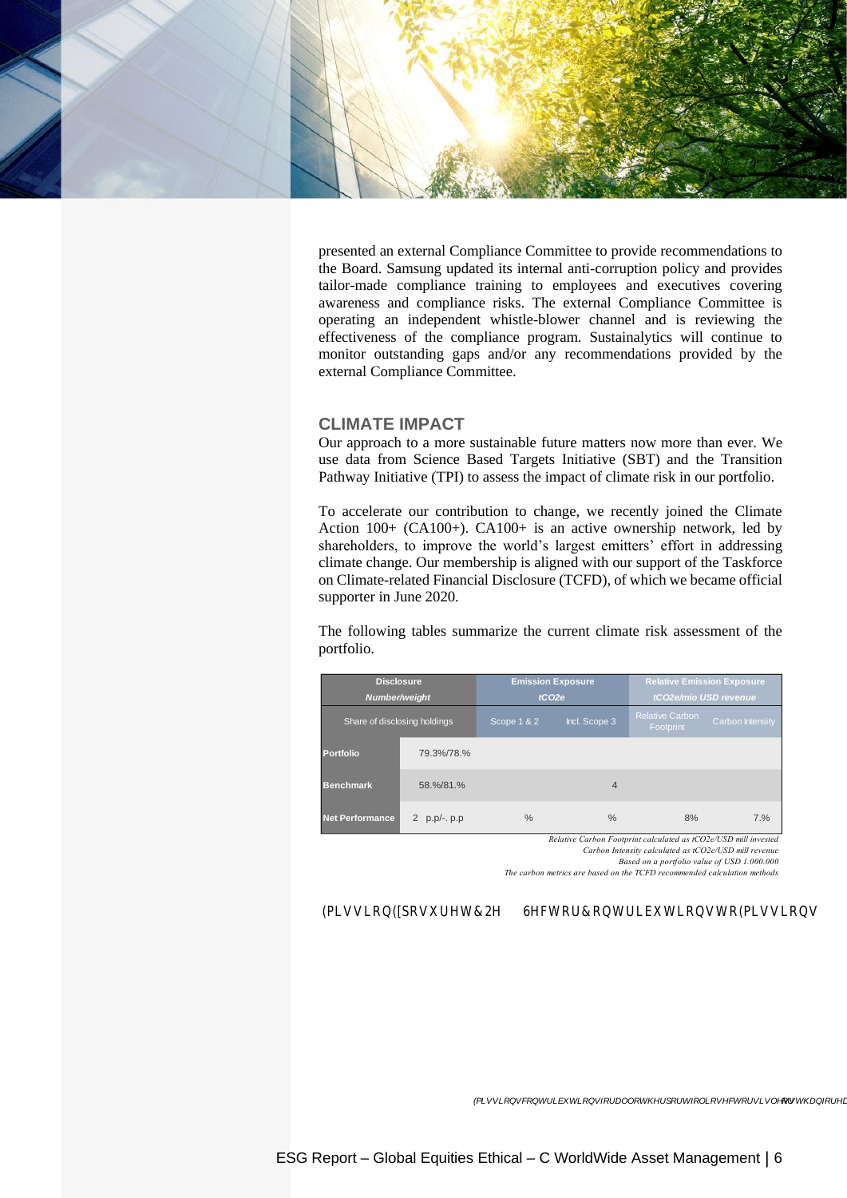presented an external Compliance Committee to provide recommendations to the Board. Samsung updated its internal anti-corruption policy and provides tailor-made compliance training to employees and executives covering awareness and compliance risks. The external Compliance Committee is operating an independent whistle-blower channel and is reviewing the effectiveness of the compliance program. Sustainalytics will continue to monitor outstanding gaps and/or any recommendations provided by the external Compliance Committee.

## CLIMATE IMPACT

Our approach to a more sustainable future matters now more than ever. We use data from Science Based Targets Initiative (SBT) and the Transition Pathway Initiative (TPI) to assess the impact of climate risk in our portfolio.

To accelerate our contribution to change, we recently joined the Climate Action 100+ (CA100+). CA100+ is an active ownership network, led by shareholders, to improve the world's largest emitters' effort in addressing climate change. Our membership is aligned with our support of the Taskforce on Climate-related Financial Disclosure (TCFD), of which we became official supporter in June 2020.

The following tables summarize the current climate risk assessment of the portfolio.

| Disclosure Number/weight | | Emission Exposure tCO2e | | Relative Emission Exposure tCO2e/mio USD revenue | |
|---|---|---|---|---|---|
| Share of disclosing holdings | | Scope 1 & 2 | Incl. Scope 3 | Relative Carbon Footprint | Carbon Intensity |
| **Portfolio** | 79.3%/78.% | | | | |
| **Benchmark** | 58.%/81.% | | 4 | | |
| **Net Performance** | 2 p.p/-. p.p | % | % | 8% | 7.% |

*Relative Carbon Footprint calculated as tCO2e/USD mill invested*
*Carbon Intensity calculated as tCO2e/USD mill revenue*
*Based on a portfolio value of USD 1.000.000*
*The carbon metrics are based on the TCFD recommended calculation methods*

Emission Exposure tCO2e    Sector Contribution to Emissions

*Emissions contributions for all other portfolio sectors is less than for each*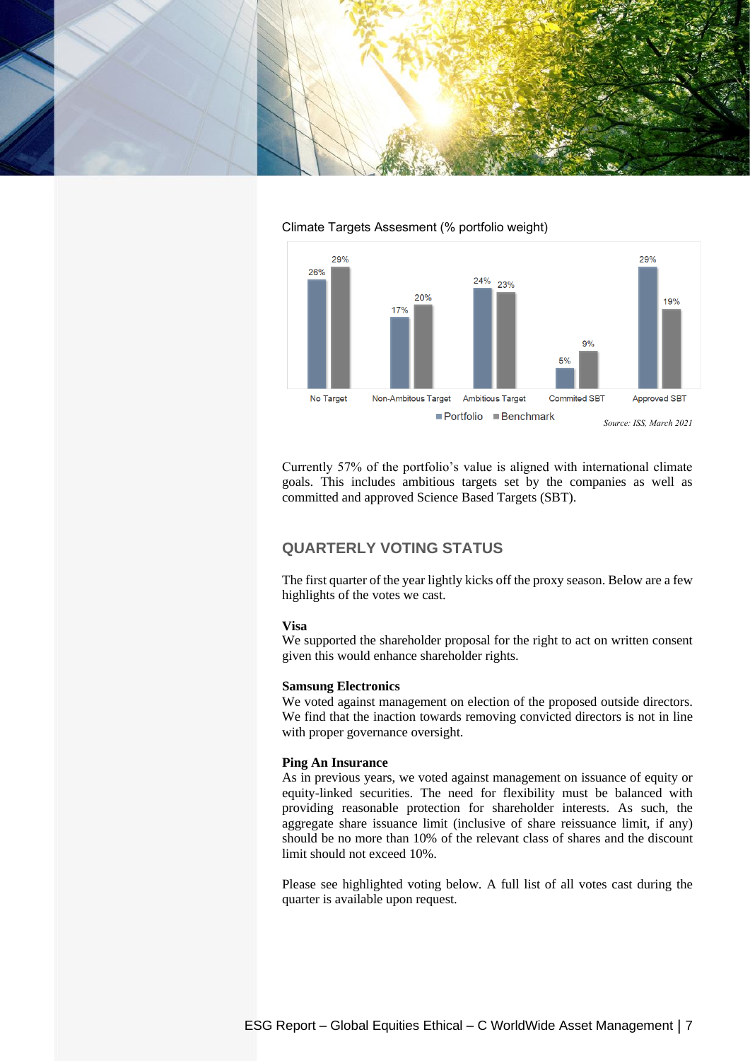Climate Targets Assesment (% portfolio weight)

| | No Target | Non-Ambitous Target | Ambitious Target | Commited SBT | Approved SBT |
|---|---|---|---|---|---|
| Portfolio | 26% | 17% | 24% | 5% | 29% |
| Benchmark | 29% | 20% | 23% | 9% | 19% |

*Source: ISS, March 2021*

Currently 57% of the portfolio's value is aligned with international climate goals. This includes ambitious targets set by the companies as well as committed and approved Science Based Targets (SBT).

## QUARTERLY VOTING STATUS

The first quarter of the year lightly kicks off the proxy season. Below are a few highlights of the votes we cast.

**Visa**
We supported the shareholder proposal for the right to act on written consent given this would enhance shareholder rights.

**Samsung Electronics**
We voted against management on election of the proposed outside directors. We find that the inaction towards removing convicted directors is not in line with proper governance oversight.

**Ping An Insurance**
As in previous years, we voted against management on issuance of equity or equity-linked securities. The need for flexibility must be balanced with providing reasonable protection for shareholder interests. As such, the aggregate share issuance limit (inclusive of share reissuance limit, if any) should be no more than 10% of the relevant class of shares and the discount limit should not exceed 10%.

Please see highlighted voting below. A full list of all votes cast during the quarter is available upon request.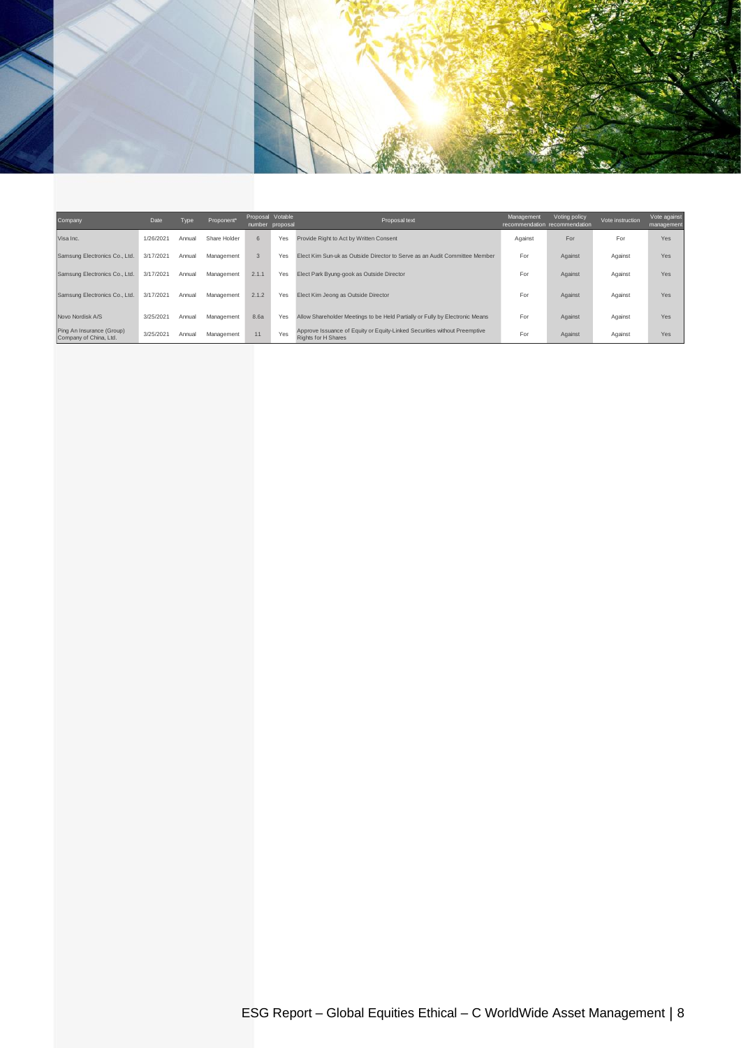| Company | Date | Type | Proponent* | Proposal number | Votable proposal | Proposal text | Management recommendation | Voting policy recommendation | Vote instruction | Vote against management |
|---|---|---|---|---|---|---|---|---|---|---|
| Visa Inc. | 1/26/2021 | Annual | Share Holder | 6 | Yes | Provide Right to Act by Written Consent | Against | For | For | Yes |
| Samsung Electronics Co., Ltd. | 3/17/2021 | Annual | Management | 3 | Yes | Elect Kim Sun-uk as Outside Director to Serve as an Audit Committee Member | For | Against | Against | Yes |
| Samsung Electronics Co., Ltd. | 3/17/2021 | Annual | Management | 2.1.1 | Yes | Elect Park Byung-gook as Outside Director | For | Against | Against | Yes |
| Samsung Electronics Co., Ltd. | 3/17/2021 | Annual | Management | 2.1.2 | Yes | Elect Kim Jeong as Outside Director | For | Against | Against | Yes |
| Novo Nordisk A/S | 3/25/2021 | Annual | Management | 8.6a | Yes | Allow Shareholder Meetings to be Held Partially or Fully by Electronic Means | For | Against | Against | Yes |
| Ping An Insurance (Group) Company of China, Ltd. | 3/25/2021 | Annual | Management | 11 | Yes | Approve Issuance of Equity or Equity-Linked Securities without Preemptive Rights for H Shares | For | Against | Against | Yes |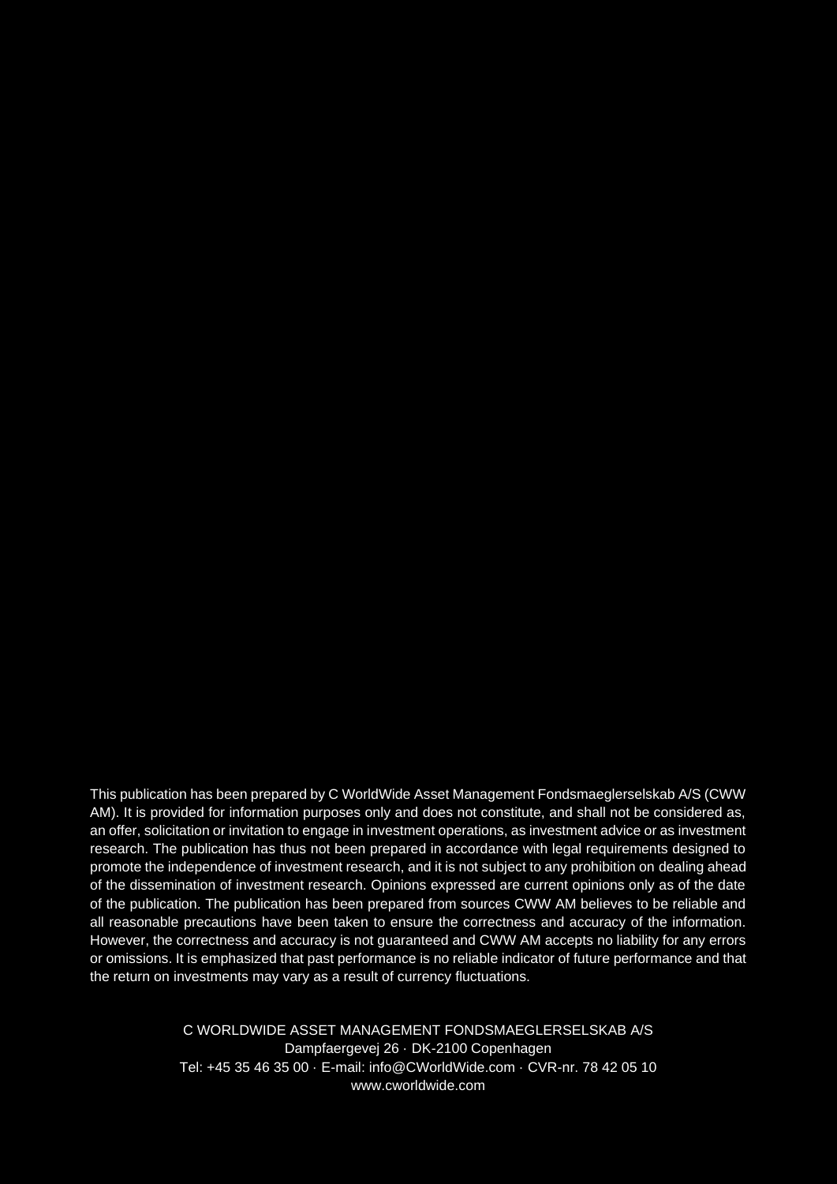This publication has been prepared by C WorldWide Asset Management Fondsmaeglerselskab A/S (CWW AM). It is provided for information purposes only and does not constitute, and shall not be considered as, an offer, solicitation or invitation to engage in investment operations, as investment advice or as investment research. The publication has thus not been prepared in accordance with legal requirements designed to promote the independence of investment research, and it is not subject to any prohibition on dealing ahead of the dissemination of investment research. Opinions expressed are current opinions only as of the date of the publication. The publication has been prepared from sources CWW AM believes to be reliable and all reasonable precautions have been taken to ensure the correctness and accuracy of the information. However, the correctness and accuracy is not guaranteed and CWW AM accepts no liability for any errors or omissions. It is emphasized that past performance is no reliable indicator of future performance and that the return on investments may vary as a result of currency fluctuations.

C WORLDWIDE ASSET MANAGEMENT FONDSMAEGLERSELSKAB A/S
Dampfaergevej 26 · DK-2100 Copenhagen
Tel: +45 35 46 35 00 · E-mail: info@CWorldWide.com · CVR-nr. 78 42 05 10
www.cworldwide.com